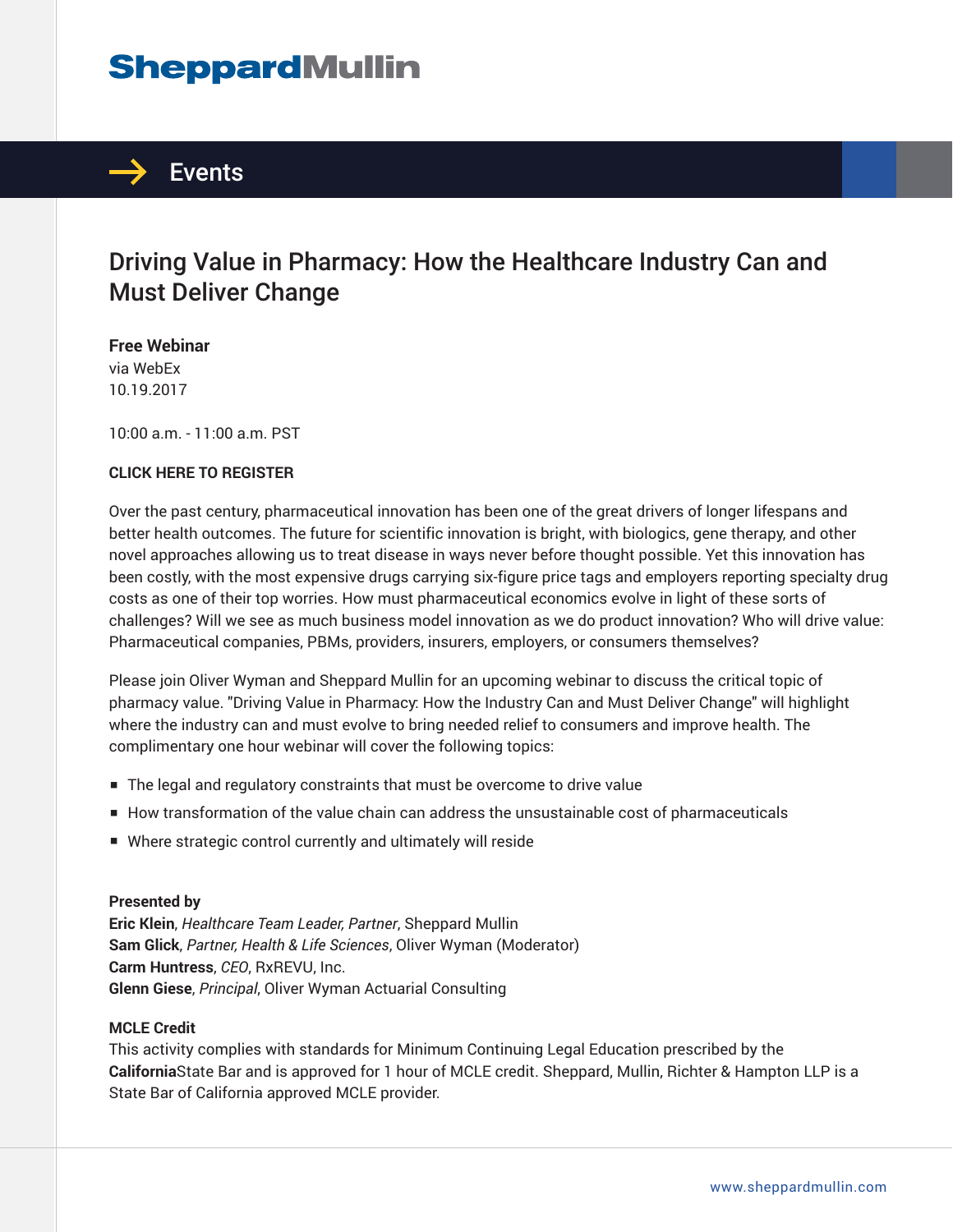# Sheppard Mullin

## Events

# Driving Value in Pharmacy: How the Healthcare Industry Can and Must Deliver Change

**Free Webinar**
via WebEx
10.19.2017

10:00 a.m. - 11:00 a.m. PST

**CLICK HERE TO REGISTER**

Over the past century, pharmaceutical innovation has been one of the great drivers of longer lifespans and better health outcomes. The future for scientific innovation is bright, with biologics, gene therapy, and other novel approaches allowing us to treat disease in ways never before thought possible. Yet this innovation has been costly, with the most expensive drugs carrying six-figure price tags and employers reporting specialty drug costs as one of their top worries. How must pharmaceutical economics evolve in light of these sorts of challenges? Will we see as much business model innovation as we do product innovation? Who will drive value: Pharmaceutical companies, PBMs, providers, insurers, employers, or consumers themselves?

Please join Oliver Wyman and Sheppard Mullin for an upcoming webinar to discuss the critical topic of pharmacy value. "Driving Value in Pharmacy: How the Industry Can and Must Deliver Change" will highlight where the industry can and must evolve to bring needed relief to consumers and improve health. The complimentary one hour webinar will cover the following topics:

- The legal and regulatory constraints that must be overcome to drive value
- How transformation of the value chain can address the unsustainable cost of pharmaceuticals
- Where strategic control currently and ultimately will reside

**Presented by**
**Eric Klein**, *Healthcare Team Leader, Partner*, Sheppard Mullin
**Sam Glick**, *Partner, Health & Life Sciences*, Oliver Wyman (Moderator)
**Carm Huntress**, *CEO*, RxREVU, Inc.
**Glenn Giese**, *Principal*, Oliver Wyman Actuarial Consulting

**MCLE Credit**
This activity complies with standards for Minimum Continuing Legal Education prescribed by the **California**State Bar and is approved for 1 hour of MCLE credit. Sheppard, Mullin, Richter & Hampton LLP is a State Bar of California approved MCLE provider.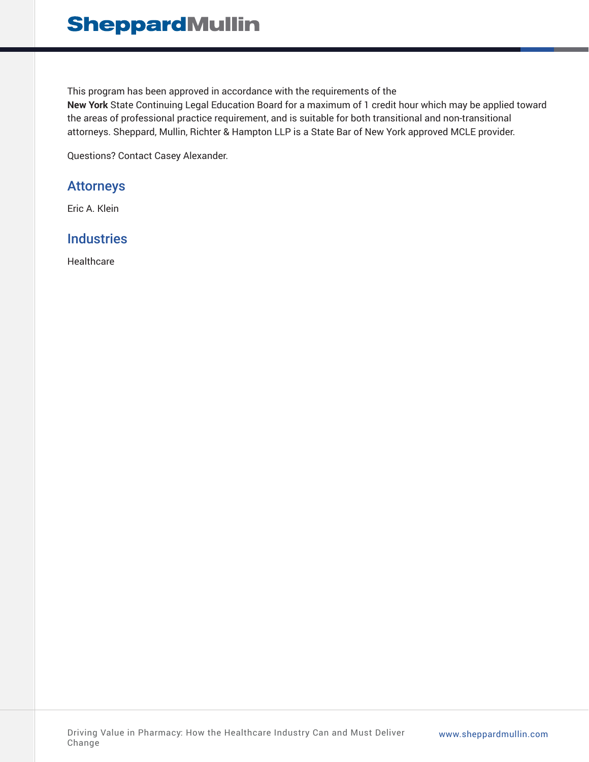This program has been approved in accordance with the requirements of the
**New York** State Continuing Legal Education Board for a maximum of 1 credit hour which may be applied toward the areas of professional practice requirement, and is suitable for both transitional and non-transitional attorneys. Sheppard, Mullin, Richter & Hampton LLP is a State Bar of New York approved MCLE provider.

Questions? Contact Casey Alexander.

## Attorneys

Eric A. Klein

## Industries

Healthcare